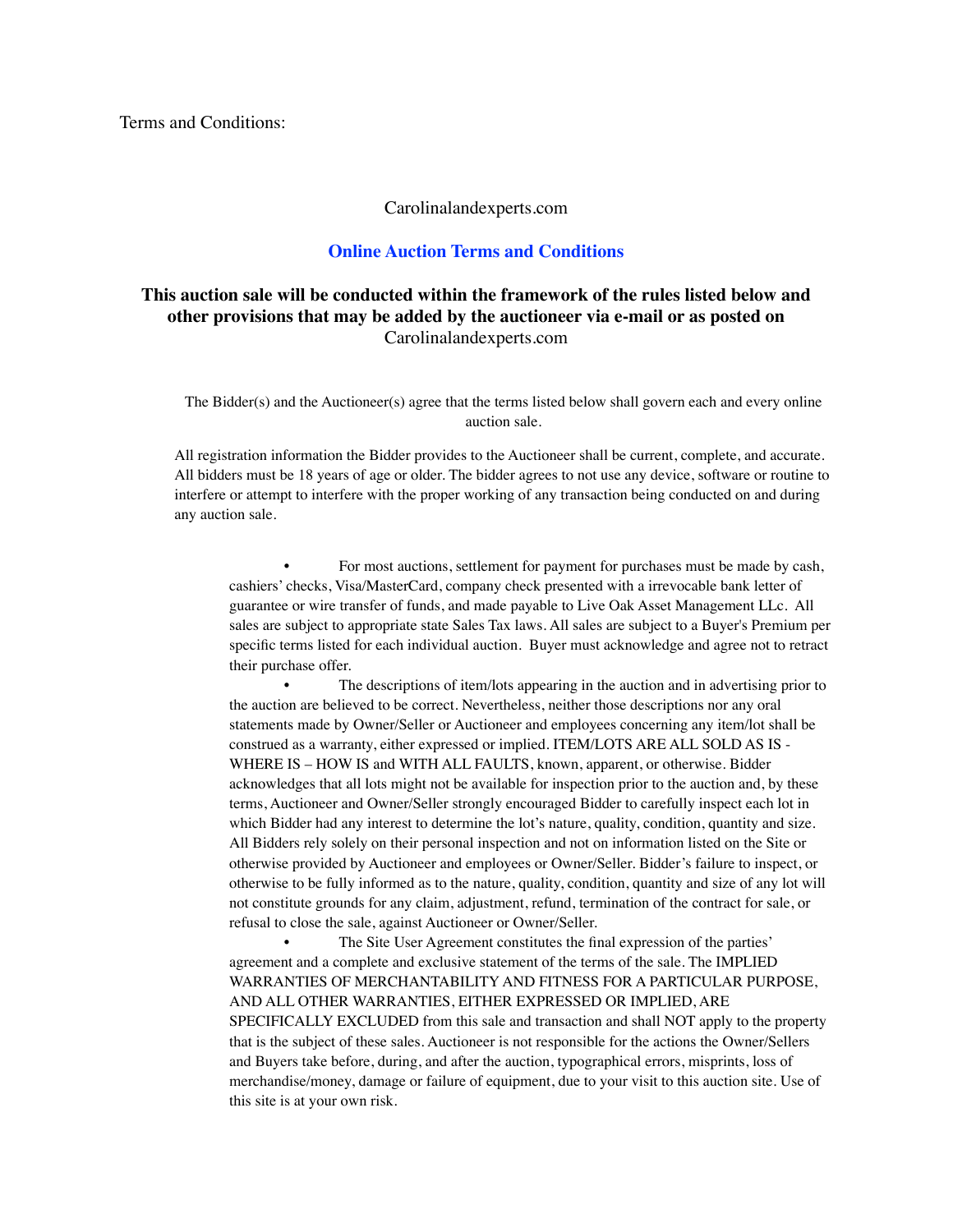Terms and Conditions:

Carolinalandexperts.com

## Online Auction Terms and Conditions

**This auction sale will be conducted within the framework of the rules listed below and other provisions that may be added by the auctioneer via e-mail or as posted on** Carolinalandexperts.com

The Bidder(s) and the Auctioneer(s) agree that the terms listed below shall govern each and every online auction sale.

All registration information the Bidder provides to the Auctioneer shall be current, complete, and accurate. All bidders must be 18 years of age or older. The bidder agrees to not use any device, software or routine to interfere or attempt to interfere with the proper working of any transaction being conducted on and during any auction sale.

- For most auctions, settlement for payment for purchases must be made by cash, cashiers' checks, Visa/MasterCard, company check presented with a irrevocable bank letter of guarantee or wire transfer of funds, and made payable to Live Oak Asset Management LLc. All sales are subject to appropriate state Sales Tax laws. All sales are subject to a Buyer's Premium per specific terms listed for each individual auction. Buyer must acknowledge and agree not to retract their purchase offer.
- The descriptions of item/lots appearing in the auction and in advertising prior to the auction are believed to be correct. Nevertheless, neither those descriptions nor any oral statements made by Owner/Seller or Auctioneer and employees concerning any item/lot shall be construed as a warranty, either expressed or implied. ITEM/LOTS ARE ALL SOLD AS IS - WHERE IS – HOW IS and WITH ALL FAULTS, known, apparent, or otherwise. Bidder acknowledges that all lots might not be available for inspection prior to the auction and, by these terms, Auctioneer and Owner/Seller strongly encouraged Bidder to carefully inspect each lot in which Bidder had any interest to determine the lot's nature, quality, condition, quantity and size. All Bidders rely solely on their personal inspection and not on information listed on the Site or otherwise provided by Auctioneer and employees or Owner/Seller. Bidder's failure to inspect, or otherwise to be fully informed as to the nature, quality, condition, quantity and size of any lot will not constitute grounds for any claim, adjustment, refund, termination of the contract for sale, or refusal to close the sale, against Auctioneer or Owner/Seller.
- The Site User Agreement constitutes the final expression of the parties' agreement and a complete and exclusive statement of the terms of the sale. The IMPLIED WARRANTIES OF MERCHANTABILITY AND FITNESS FOR A PARTICULAR PURPOSE, AND ALL OTHER WARRANTIES, EITHER EXPRESSED OR IMPLIED, ARE SPECIFICALLY EXCLUDED from this sale and transaction and shall NOT apply to the property that is the subject of these sales. Auctioneer is not responsible for the actions the Owner/Sellers and Buyers take before, during, and after the auction, typographical errors, misprints, loss of merchandise/money, damage or failure of equipment, due to your visit to this auction site. Use of this site is at your own risk.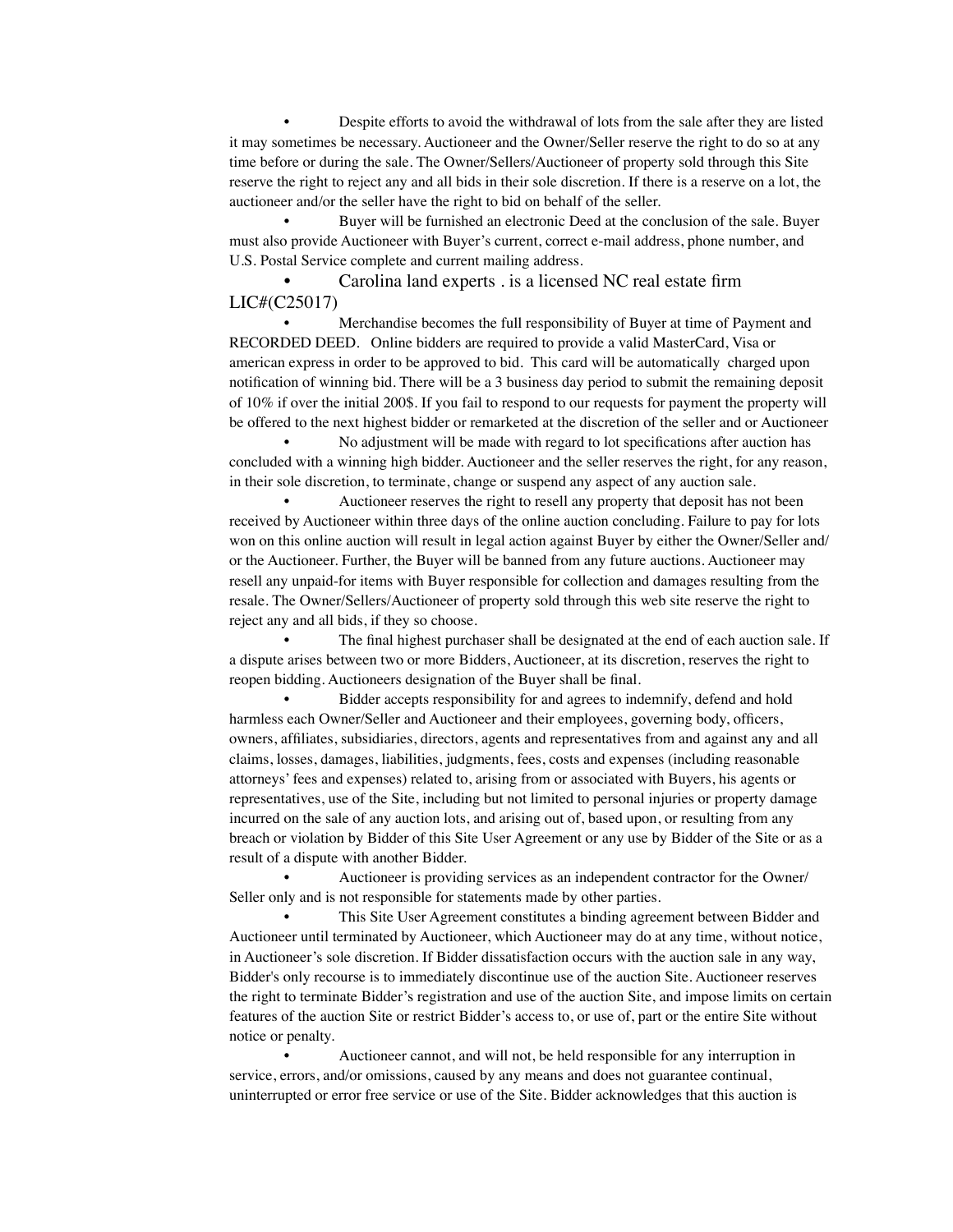- Despite efforts to avoid the withdrawal of lots from the sale after they are listed it may sometimes be necessary. Auctioneer and the Owner/Seller reserve the right to do so at any time before or during the sale. The Owner/Sellers/Auctioneer of property sold through this Site reserve the right to reject any and all bids in their sole discretion. If there is a reserve on a lot, the auctioneer and/or the seller have the right to bid on behalf of the seller.
- Buyer will be furnished an electronic Deed at the conclusion of the sale. Buyer must also provide Auctioneer with Buyer's current, correct e-mail address, phone number, and U.S. Postal Service complete and current mailing address.
- Carolina land experts . is a licensed NC real estate firm LIC#(C25017)
- Merchandise becomes the full responsibility of Buyer at time of Payment and RECORDED DEED.  Online bidders are required to provide a valid MasterCard, Visa or american express in order to be approved to bid.  This card will be automatically  charged upon notification of winning bid. There will be a 3 business day period to submit the remaining deposit of 10% if over the initial 200$. If you fail to respond to our requests for payment the property will be offered to the next highest bidder or remarketed at the discretion of the seller and or Auctioneer
- No adjustment will be made with regard to lot specifications after auction has concluded with a winning high bidder. Auctioneer and the seller reserves the right, for any reason, in their sole discretion, to terminate, change or suspend any aspect of any auction sale.
- Auctioneer reserves the right to resell any property that deposit has not been received by Auctioneer within three days of the online auction concluding. Failure to pay for lots won on this online auction will result in legal action against Buyer by either the Owner/Seller and/or the Auctioneer. Further, the Buyer will be banned from any future auctions. Auctioneer may resell any unpaid-for items with Buyer responsible for collection and damages resulting from the resale. The Owner/Sellers/Auctioneer of property sold through this web site reserve the right to reject any and all bids, if they so choose.
- The final highest purchaser shall be designated at the end of each auction sale. If a dispute arises between two or more Bidders, Auctioneer, at its discretion, reserves the right to reopen bidding. Auctioneers designation of the Buyer shall be final.
- Bidder accepts responsibility for and agrees to indemnify, defend and hold harmless each Owner/Seller and Auctioneer and their employees, governing body, officers, owners, affiliates, subsidiaries, directors, agents and representatives from and against any and all claims, losses, damages, liabilities, judgments, fees, costs and expenses (including reasonable attorneys' fees and expenses) related to, arising from or associated with Buyers, his agents or representatives, use of the Site, including but not limited to personal injuries or property damage incurred on the sale of any auction lots, and arising out of, based upon, or resulting from any breach or violation by Bidder of this Site User Agreement or any use by Bidder of the Site or as a result of a dispute with another Bidder.
- Auctioneer is providing services as an independent contractor for the Owner/Seller only and is not responsible for statements made by other parties.
- This Site User Agreement constitutes a binding agreement between Bidder and Auctioneer until terminated by Auctioneer, which Auctioneer may do at any time, without notice, in Auctioneer's sole discretion. If Bidder dissatisfaction occurs with the auction sale in any way, Bidder's only recourse is to immediately discontinue use of the auction Site. Auctioneer reserves the right to terminate Bidder's registration and use of the auction Site, and impose limits on certain features of the auction Site or restrict Bidder's access to, or use of, part or the entire Site without notice or penalty.
- Auctioneer cannot, and will not, be held responsible for any interruption in service, errors, and/or omissions, caused by any means and does not guarantee continual, uninterrupted or error free service or use of the Site. Bidder acknowledges that this auction is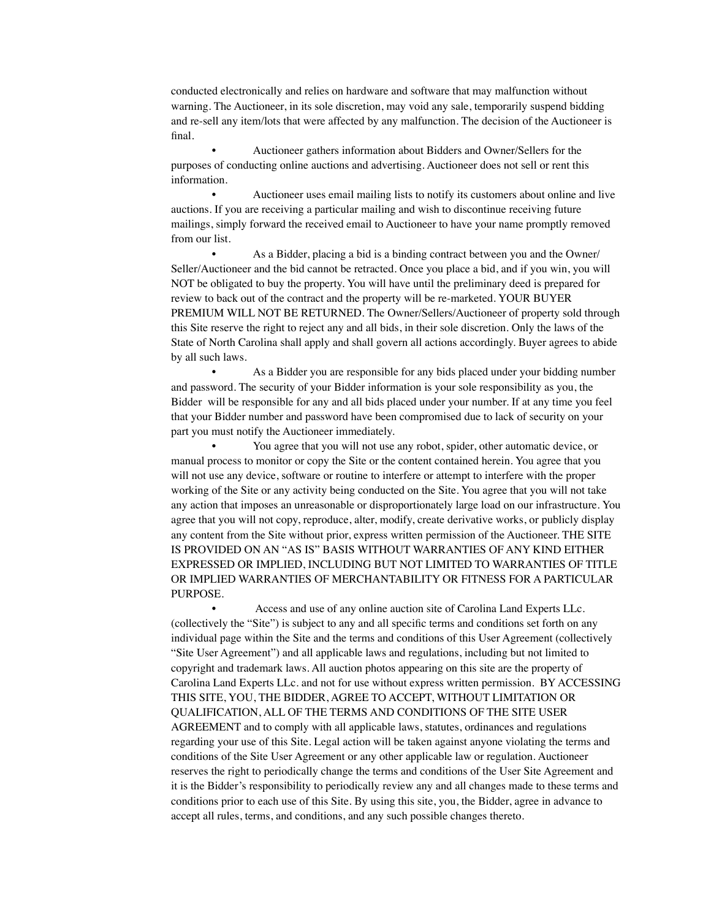conducted electronically and relies on hardware and software that may malfunction without warning. The Auctioneer, in its sole discretion, may void any sale, temporarily suspend bidding and re-sell any item/lots that were affected by any malfunction. The decision of the Auctioneer is final.

- Auctioneer gathers information about Bidders and Owner/Sellers for the purposes of conducting online auctions and advertising. Auctioneer does not sell or rent this information.
- Auctioneer uses email mailing lists to notify its customers about online and live auctions. If you are receiving a particular mailing and wish to discontinue receiving future mailings, simply forward the received email to Auctioneer to have your name promptly removed from our list.
- As a Bidder, placing a bid is a binding contract between you and the Owner/ Seller/Auctioneer and the bid cannot be retracted. Once you place a bid, and if you win, you will NOT be obligated to buy the property. You will have until the preliminary deed is prepared for review to back out of the contract and the property will be re-marketed. YOUR BUYER PREMIUM WILL NOT BE RETURNED. The Owner/Sellers/Auctioneer of property sold through this Site reserve the right to reject any and all bids, in their sole discretion. Only the laws of the State of North Carolina shall apply and shall govern all actions accordingly. Buyer agrees to abide by all such laws.
- As a Bidder you are responsible for any bids placed under your bidding number and password. The security of your Bidder information is your sole responsibility as you, the Bidder will be responsible for any and all bids placed under your number. If at any time you feel that your Bidder number and password have been compromised due to lack of security on your part you must notify the Auctioneer immediately.
- You agree that you will not use any robot, spider, other automatic device, or manual process to monitor or copy the Site or the content contained herein. You agree that you will not use any device, software or routine to interfere or attempt to interfere with the proper working of the Site or any activity being conducted on the Site. You agree that you will not take any action that imposes an unreasonable or disproportionately large load on our infrastructure. You agree that you will not copy, reproduce, alter, modify, create derivative works, or publicly display any content from the Site without prior, express written permission of the Auctioneer. THE SITE IS PROVIDED ON AN "AS IS" BASIS WITHOUT WARRANTIES OF ANY KIND EITHER EXPRESSED OR IMPLIED, INCLUDING BUT NOT LIMITED TO WARRANTIES OF TITLE OR IMPLIED WARRANTIES OF MERCHANTABILITY OR FITNESS FOR A PARTICULAR PURPOSE.
- Access and use of any online auction site of Carolina Land Experts LLc. (collectively the "Site") is subject to any and all specific terms and conditions set forth on any individual page within the Site and the terms and conditions of this User Agreement (collectively "Site User Agreement") and all applicable laws and regulations, including but not limited to copyright and trademark laws. All auction photos appearing on this site are the property of Carolina Land Experts LLc. and not for use without express written permission. BY ACCESSING THIS SITE, YOU, THE BIDDER, AGREE TO ACCEPT, WITHOUT LIMITATION OR QUALIFICATION, ALL OF THE TERMS AND CONDITIONS OF THE SITE USER AGREEMENT and to comply with all applicable laws, statutes, ordinances and regulations regarding your use of this Site. Legal action will be taken against anyone violating the terms and conditions of the Site User Agreement or any other applicable law or regulation. Auctioneer reserves the right to periodically change the terms and conditions of the User Site Agreement and it is the Bidder's responsibility to periodically review any and all changes made to these terms and conditions prior to each use of this Site. By using this site, you, the Bidder, agree in advance to accept all rules, terms, and conditions, and any such possible changes thereto.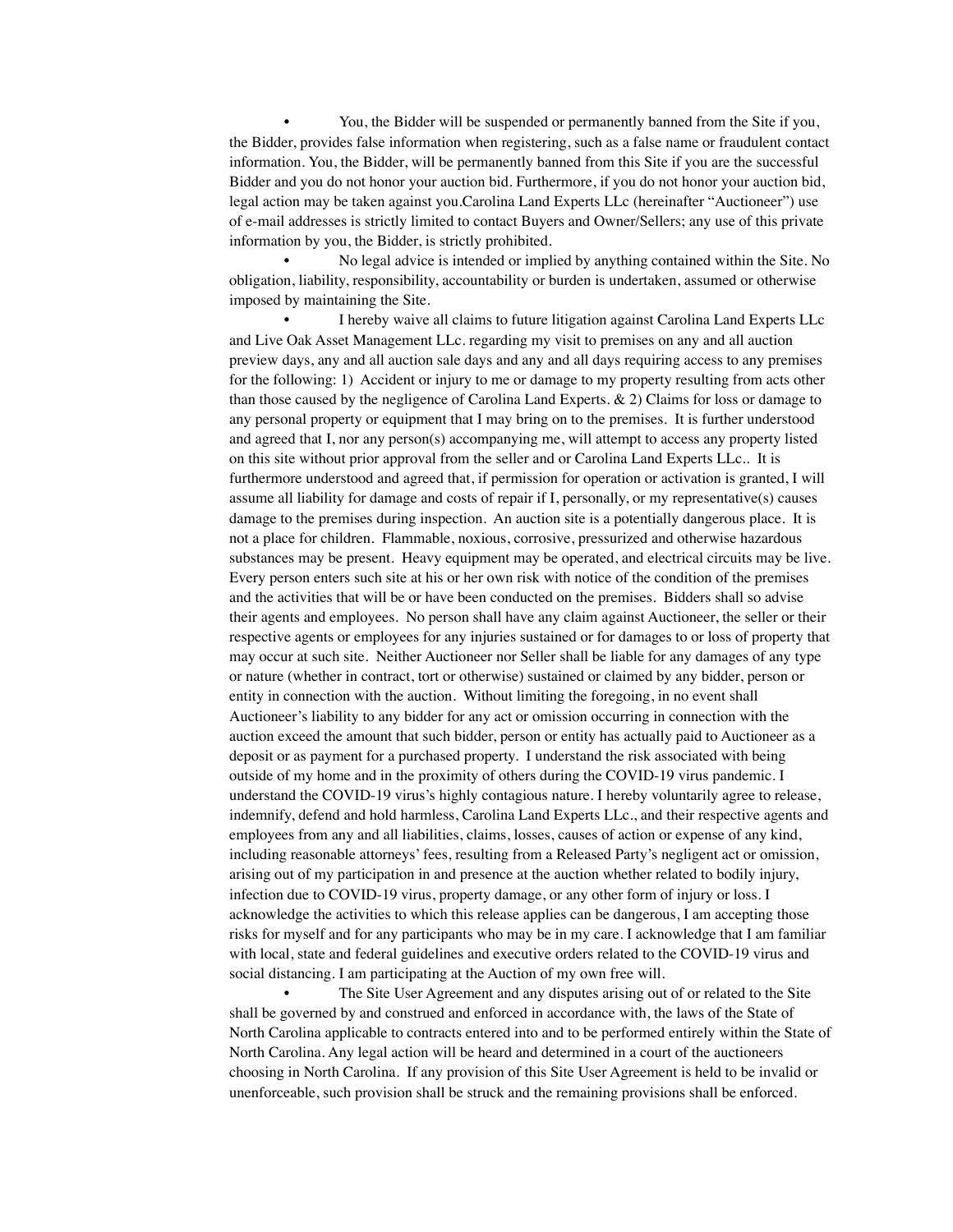- You, the Bidder will be suspended or permanently banned from the Site if you, the Bidder, provides false information when registering, such as a false name or fraudulent contact information. You, the Bidder, will be permanently banned from this Site if you are the successful Bidder and you do not honor your auction bid. Furthermore, if you do not honor your auction bid, legal action may be taken against you.Carolina Land Experts LLc (hereinafter "Auctioneer") use of e-mail addresses is strictly limited to contact Buyers and Owner/Sellers; any use of this private information by you, the Bidder, is strictly prohibited.
- No legal advice is intended or implied by anything contained within the Site. No obligation, liability, responsibility, accountability or burden is undertaken, assumed or otherwise imposed by maintaining the Site.
- I hereby waive all claims to future litigation against Carolina Land Experts LLc and Live Oak Asset Management LLc. regarding my visit to premises on any and all auction preview days, any and all auction sale days and any and all days requiring access to any premises for the following: 1) Accident or injury to me or damage to my property resulting from acts other than those caused by the negligence of Carolina Land Experts. & 2) Claims for loss or damage to any personal property or equipment that I may bring on to the premises. It is further understood and agreed that I, nor any person(s) accompanying me, will attempt to access any property listed on this site without prior approval from the seller and or Carolina Land Experts LLc.. It is furthermore understood and agreed that, if permission for operation or activation is granted, I will assume all liability for damage and costs of repair if I, personally, or my representative(s) causes damage to the premises during inspection. An auction site is a potentially dangerous place. It is not a place for children. Flammable, noxious, corrosive, pressurized and otherwise hazardous substances may be present. Heavy equipment may be operated, and electrical circuits may be live. Every person enters such site at his or her own risk with notice of the condition of the premises and the activities that will be or have been conducted on the premises. Bidders shall so advise their agents and employees. No person shall have any claim against Auctioneer, the seller or their respective agents or employees for any injuries sustained or for damages to or loss of property that may occur at such site. Neither Auctioneer nor Seller shall be liable for any damages of any type or nature (whether in contract, tort or otherwise) sustained or claimed by any bidder, person or entity in connection with the auction. Without limiting the foregoing, in no event shall Auctioneer's liability to any bidder for any act or omission occurring in connection with the auction exceed the amount that such bidder, person or entity has actually paid to Auctioneer as a deposit or as payment for a purchased property. I understand the risk associated with being outside of my home and in the proximity of others during the COVID-19 virus pandemic. I understand the COVID-19 virus's highly contagious nature. I hereby voluntarily agree to release, indemnify, defend and hold harmless, Carolina Land Experts LLc., and their respective agents and employees from any and all liabilities, claims, losses, causes of action or expense of any kind, including reasonable attorneys' fees, resulting from a Released Party's negligent act or omission, arising out of my participation in and presence at the auction whether related to bodily injury, infection due to COVID-19 virus, property damage, or any other form of injury or loss. I acknowledge the activities to which this release applies can be dangerous, I am accepting those risks for myself and for any participants who may be in my care. I acknowledge that I am familiar with local, state and federal guidelines and executive orders related to the COVID-19 virus and social distancing. I am participating at the Auction of my own free will.
- The Site User Agreement and any disputes arising out of or related to the Site shall be governed by and construed and enforced in accordance with, the laws of the State of North Carolina applicable to contracts entered into and to be performed entirely within the State of North Carolina. Any legal action will be heard and determined in a court of the auctioneers choosing in North Carolina. If any provision of this Site User Agreement is held to be invalid or unenforceable, such provision shall be struck and the remaining provisions shall be enforced.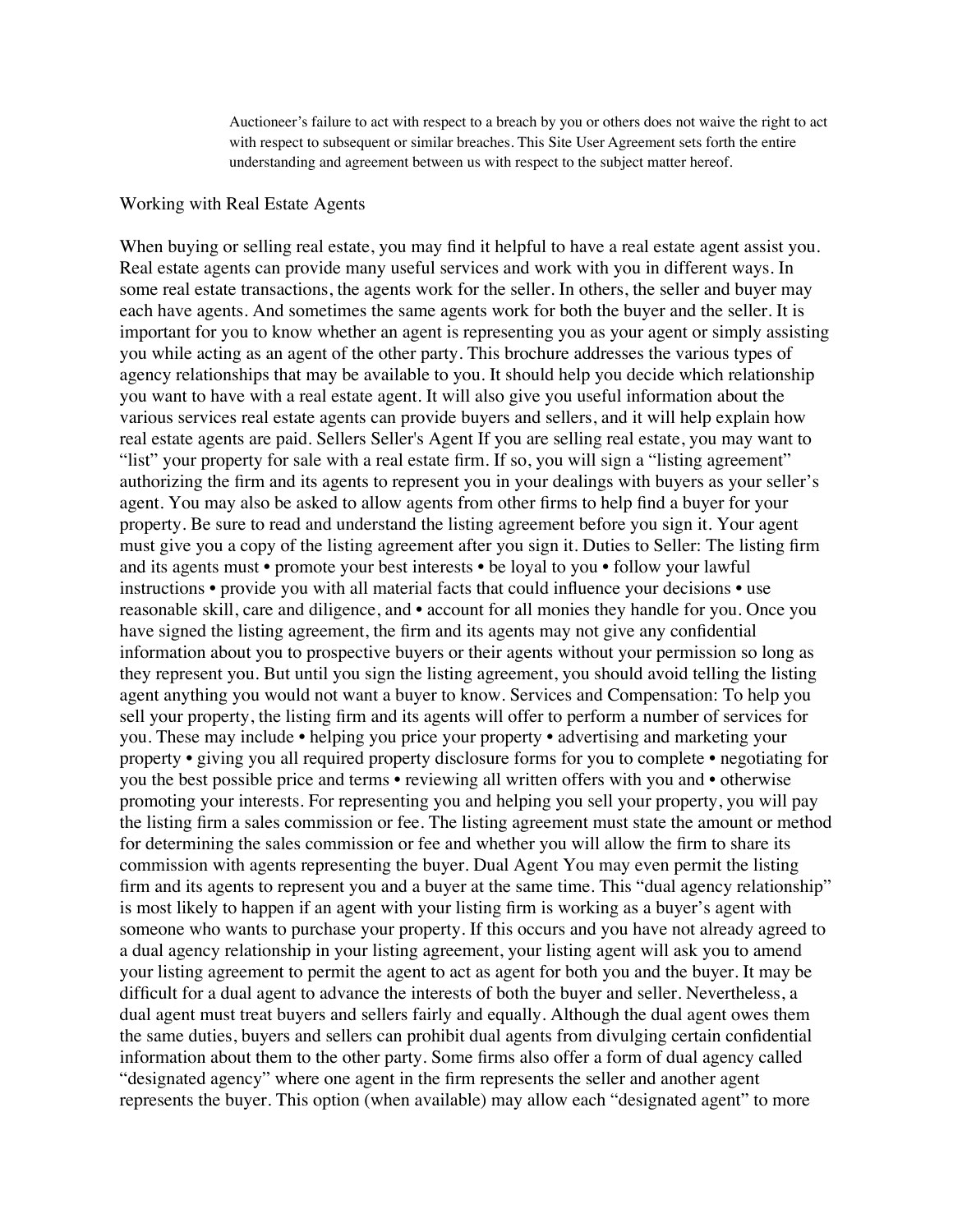Auctioneer's failure to act with respect to a breach by you or others does not waive the right to act with respect to subsequent or similar breaches. This Site User Agreement sets forth the entire understanding and agreement between us with respect to the subject matter hereof.

Working with Real Estate Agents

When buying or selling real estate, you may find it helpful to have a real estate agent assist you. Real estate agents can provide many useful services and work with you in different ways. In some real estate transactions, the agents work for the seller. In others, the seller and buyer may each have agents. And sometimes the same agents work for both the buyer and the seller. It is important for you to know whether an agent is representing you as your agent or simply assisting you while acting as an agent of the other party. This brochure addresses the various types of agency relationships that may be available to you. It should help you decide which relationship you want to have with a real estate agent. It will also give you useful information about the various services real estate agents can provide buyers and sellers, and it will help explain how real estate agents are paid. Sellers Seller's Agent If you are selling real estate, you may want to "list" your property for sale with a real estate firm. If so, you will sign a "listing agreement" authorizing the firm and its agents to represent you in your dealings with buyers as your seller's agent. You may also be asked to allow agents from other firms to help find a buyer for your property. Be sure to read and understand the listing agreement before you sign it. Your agent must give you a copy of the listing agreement after you sign it. Duties to Seller: The listing firm and its agents must • promote your best interests • be loyal to you • follow your lawful instructions • provide you with all material facts that could influence your decisions • use reasonable skill, care and diligence, and • account for all monies they handle for you. Once you have signed the listing agreement, the firm and its agents may not give any confidential information about you to prospective buyers or their agents without your permission so long as they represent you. But until you sign the listing agreement, you should avoid telling the listing agent anything you would not want a buyer to know. Services and Compensation: To help you sell your property, the listing firm and its agents will offer to perform a number of services for you. These may include • helping you price your property • advertising and marketing your property • giving you all required property disclosure forms for you to complete • negotiating for you the best possible price and terms • reviewing all written offers with you and • otherwise promoting your interests. For representing you and helping you sell your property, you will pay the listing firm a sales commission or fee. The listing agreement must state the amount or method for determining the sales commission or fee and whether you will allow the firm to share its commission with agents representing the buyer. Dual Agent You may even permit the listing firm and its agents to represent you and a buyer at the same time. This "dual agency relationship" is most likely to happen if an agent with your listing firm is working as a buyer's agent with someone who wants to purchase your property. If this occurs and you have not already agreed to a dual agency relationship in your listing agreement, your listing agent will ask you to amend your listing agreement to permit the agent to act as agent for both you and the buyer. It may be difficult for a dual agent to advance the interests of both the buyer and seller. Nevertheless, a dual agent must treat buyers and sellers fairly and equally. Although the dual agent owes them the same duties, buyers and sellers can prohibit dual agents from divulging certain confidential information about them to the other party. Some firms also offer a form of dual agency called "designated agency" where one agent in the firm represents the seller and another agent represents the buyer. This option (when available) may allow each "designated agent" to more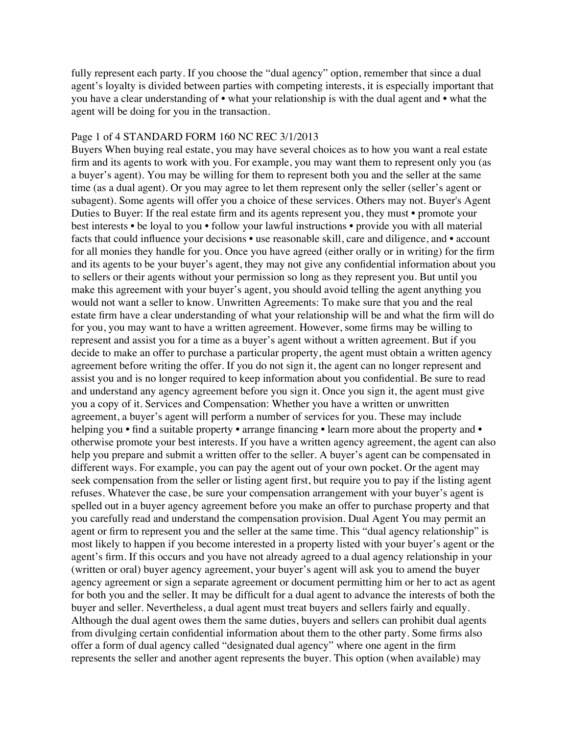fully represent each party. If you choose the "dual agency" option, remember that since a dual agent's loyalty is divided between parties with competing interests, it is especially important that you have a clear understanding of • what your relationship is with the dual agent and • what the agent will be doing for you in the transaction.

Page 1 of 4 STANDARD FORM 160 NC REC 3/1/2013

Buyers When buying real estate, you may have several choices as to how you want a real estate firm and its agents to work with you. For example, you may want them to represent only you (as a buyer's agent). You may be willing for them to represent both you and the seller at the same time (as a dual agent). Or you may agree to let them represent only the seller (seller's agent or subagent). Some agents will offer you a choice of these services. Others may not. Buyer's Agent Duties to Buyer: If the real estate firm and its agents represent you, they must • promote your best interests • be loyal to you • follow your lawful instructions • provide you with all material facts that could influence your decisions • use reasonable skill, care and diligence, and • account for all monies they handle for you. Once you have agreed (either orally or in writing) for the firm and its agents to be your buyer's agent, they may not give any confidential information about you to sellers or their agents without your permission so long as they represent you. But until you make this agreement with your buyer's agent, you should avoid telling the agent anything you would not want a seller to know. Unwritten Agreements: To make sure that you and the real estate firm have a clear understanding of what your relationship will be and what the firm will do for you, you may want to have a written agreement. However, some firms may be willing to represent and assist you for a time as a buyer's agent without a written agreement. But if you decide to make an offer to purchase a particular property, the agent must obtain a written agency agreement before writing the offer. If you do not sign it, the agent can no longer represent and assist you and is no longer required to keep information about you confidential. Be sure to read and understand any agency agreement before you sign it. Once you sign it, the agent must give you a copy of it. Services and Compensation: Whether you have a written or unwritten agreement, a buyer's agent will perform a number of services for you. These may include helping you • find a suitable property • arrange financing • learn more about the property and • otherwise promote your best interests. If you have a written agency agreement, the agent can also help you prepare and submit a written offer to the seller. A buyer's agent can be compensated in different ways. For example, you can pay the agent out of your own pocket. Or the agent may seek compensation from the seller or listing agent first, but require you to pay if the listing agent refuses. Whatever the case, be sure your compensation arrangement with your buyer's agent is spelled out in a buyer agency agreement before you make an offer to purchase property and that you carefully read and understand the compensation provision. Dual Agent You may permit an agent or firm to represent you and the seller at the same time. This "dual agency relationship" is most likely to happen if you become interested in a property listed with your buyer's agent or the agent's firm. If this occurs and you have not already agreed to a dual agency relationship in your (written or oral) buyer agency agreement, your buyer's agent will ask you to amend the buyer agency agreement or sign a separate agreement or document permitting him or her to act as agent for both you and the seller. It may be difficult for a dual agent to advance the interests of both the buyer and seller. Nevertheless, a dual agent must treat buyers and sellers fairly and equally. Although the dual agent owes them the same duties, buyers and sellers can prohibit dual agents from divulging certain confidential information about them to the other party. Some firms also offer a form of dual agency called "designated dual agency" where one agent in the firm represents the seller and another agent represents the buyer. This option (when available) may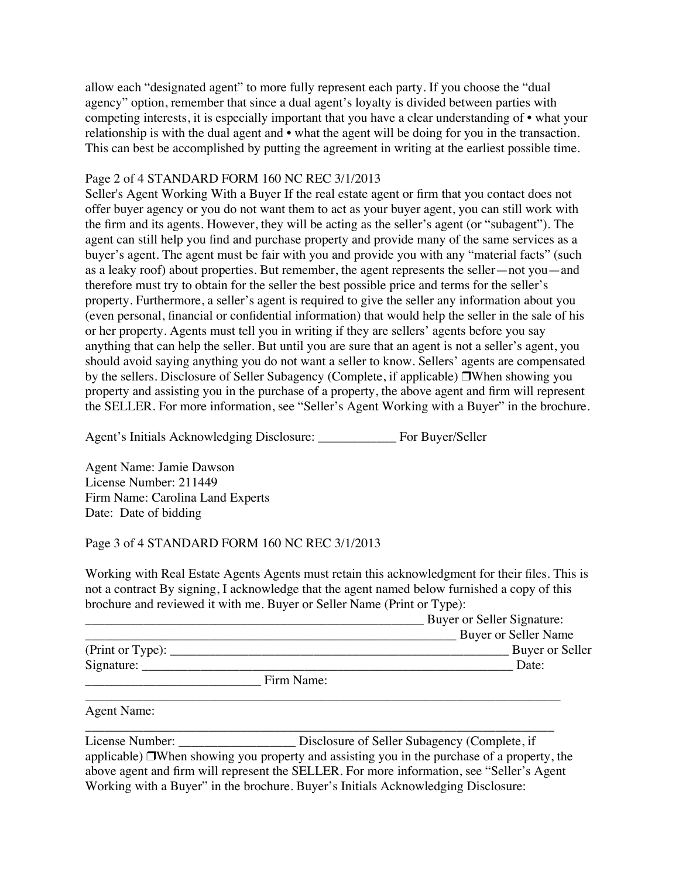allow each "designated agent" to more fully represent each party. If you choose the "dual agency" option, remember that since a dual agent's loyalty is divided between parties with competing interests, it is especially important that you have a clear understanding of • what your relationship is with the dual agent and • what the agent will be doing for you in the transaction. This can best be accomplished by putting the agreement in writing at the earliest possible time.

Page 2 of 4 STANDARD FORM 160 NC REC 3/1/2013

Seller's Agent Working With a Buyer If the real estate agent or firm that you contact does not offer buyer agency or you do not want them to act as your buyer agent, you can still work with the firm and its agents. However, they will be acting as the seller's agent (or "subagent"). The agent can still help you find and purchase property and provide many of the same services as a buyer's agent. The agent must be fair with you and provide you with any "material facts" (such as a leaky roof) about properties. But remember, the agent represents the seller—not you—and therefore must try to obtain for the seller the best possible price and terms for the seller's property. Furthermore, a seller's agent is required to give the seller any information about you (even personal, financial or confidential information) that would help the seller in the sale of his or her property. Agents must tell you in writing if they are sellers' agents before you say anything that can help the seller. But until you are sure that an agent is not a seller's agent, you should avoid saying anything you do not want a seller to know. Sellers' agents are compensated by the sellers. Disclosure of Seller Subagency (Complete, if applicable) ❒When showing you property and assisting you in the purchase of a property, the above agent and firm will represent the SELLER. For more information, see "Seller's Agent Working with a Buyer" in the brochure.

Agent's Initials Acknowledging Disclosure: ____________ For Buyer/Seller

Agent Name: Jamie Dawson
License Number: 211449
Firm Name: Carolina Land Experts
Date: Date of bidding

Page 3 of 4 STANDARD FORM 160 NC REC 3/1/2013

Working with Real Estate Agents Agents must retain this acknowledgment for their files. This is not a contract By signing, I acknowledge that the agent named below furnished a copy of this brochure and reviewed it with me. Buyer or Seller Name (Print or Type): ______________________________________________________ Buyer or Seller Signature: ___________________________________________________________ Buyer or Seller Name (Print or Type): _____________________________________________________ Buyer or Seller Signature: ___________________________________________________________ Date: ____________________________ Firm Name: ____________________________________________________________________________

Agent Name: ___________________________________________________________________________

License Number: __________________ Disclosure of Seller Subagency (Complete, if applicable) ❒When showing you property and assisting you in the purchase of a property, the above agent and firm will represent the SELLER. For more information, see "Seller's Agent Working with a Buyer" in the brochure. Buyer's Initials Acknowledging Disclosure: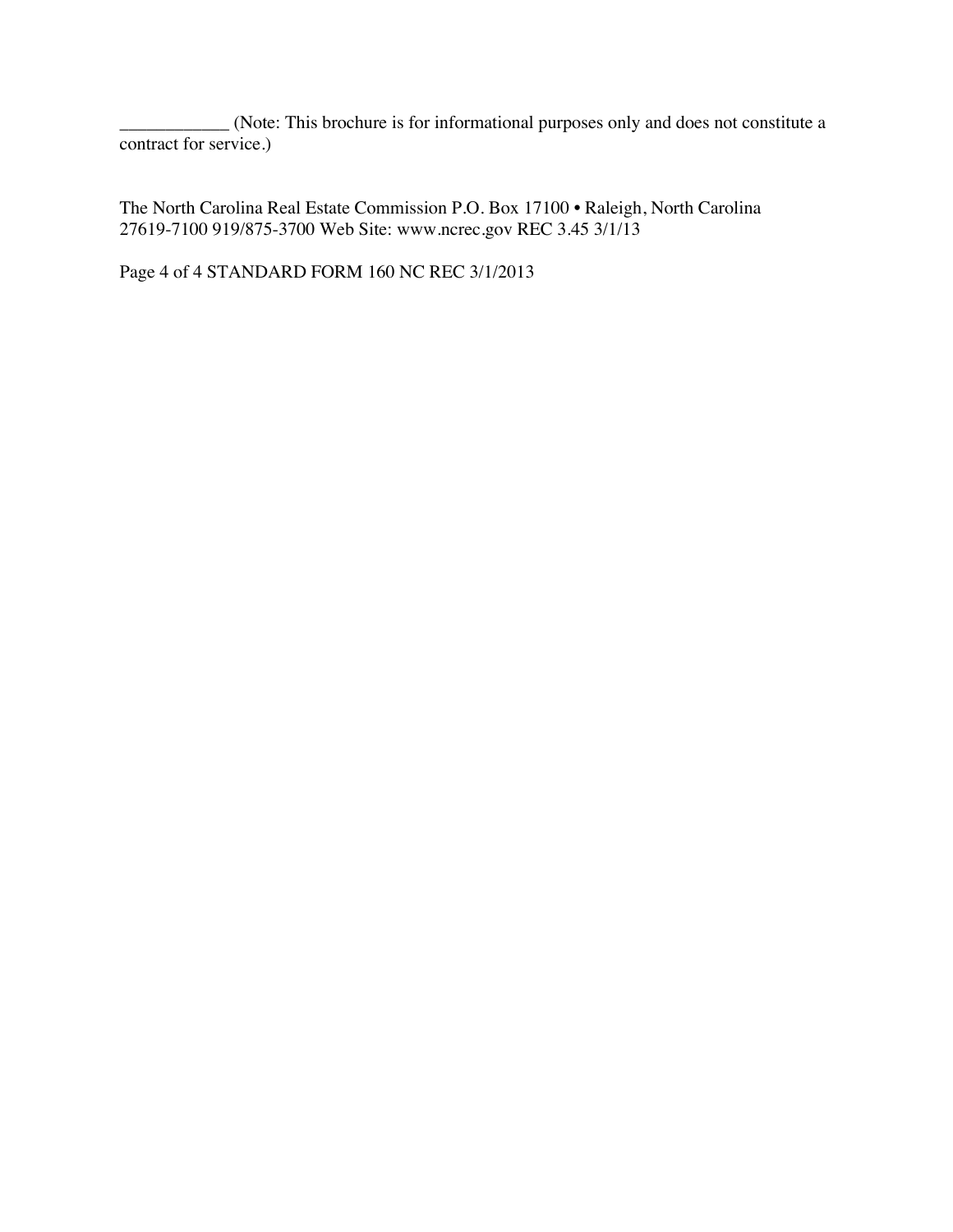____________ (Note: This brochure is for informational purposes only and does not constitute a contract for service.)

The North Carolina Real Estate Commission P.O. Box 17100 • Raleigh, North Carolina 27619-7100 919/875-3700 Web Site: www.ncrec.gov REC 3.45 3/1/13

STANDARD FORM 160 NC REC 3/1/2013